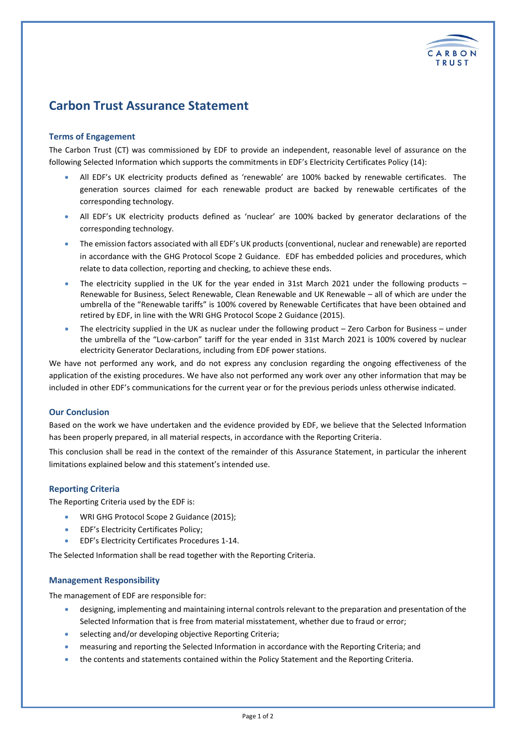# Carbon Trust Assurance Statement

## Terms of Engagement

The Carbon Trust (CT) was commissioned by EDF to provide an independent, reasonable level of assurance on the following Selected Information which supports the commitments in EDF's Electricity Certificates Policy (14):

- All EDF's UK electricity products defined as 'renewable' are 100% backed by renewable certificates. The generation sources claimed for each renewable product are backed by renewable certificates of the corresponding technology.
- All EDF's UK electricity products defined as 'nuclear' are 100% backed by generator declarations of the corresponding technology.
- The emission factors associated with all EDF's UK products (conventional, nuclear and renewable) are reported in accordance with the GHG Protocol Scope 2 Guidance. EDF has embedded policies and procedures, which relate to data collection, reporting and checking, to achieve these ends.
- The electricity supplied in the UK for the year ended in 31st March 2021 under the following products – Renewable for Business, Select Renewable, Clean Renewable and UK Renewable – all of which are under the umbrella of the "Renewable tariffs" is 100% covered by Renewable Certificates that have been obtained and retired by EDF, in line with the WRI GHG Protocol Scope 2 Guidance (2015).
- The electricity supplied in the UK as nuclear under the following product – Zero Carbon for Business – under the umbrella of the "Low-carbon" tariff for the year ended in 31st March 2021 is 100% covered by nuclear electricity Generator Declarations, including from EDF power stations.

We have not performed any work, and do not express any conclusion regarding the ongoing effectiveness of the application of the existing procedures. We have also not performed any work over any other information that may be included in other EDF's communications for the current year or for the previous periods unless otherwise indicated.

## Our Conclusion

Based on the work we have undertaken and the evidence provided by EDF, we believe that the Selected Information has been properly prepared, in all material respects, in accordance with the Reporting Criteria.

This conclusion shall be read in the context of the remainder of this Assurance Statement, in particular the inherent limitations explained below and this statement's intended use.

## Reporting Criteria

The Reporting Criteria used by the EDF is:

- WRI GHG Protocol Scope 2 Guidance (2015);
- EDF's Electricity Certificates Policy;
- EDF's Electricity Certificates Procedures 1-14.

The Selected Information shall be read together with the Reporting Criteria.

## Management Responsibility

The management of EDF are responsible for:

- designing, implementing and maintaining internal controls relevant to the preparation and presentation of the Selected Information that is free from material misstatement, whether due to fraud or error;
- selecting and/or developing objective Reporting Criteria;
- measuring and reporting the Selected Information in accordance with the Reporting Criteria; and
- the contents and statements contained within the Policy Statement and the Reporting Criteria.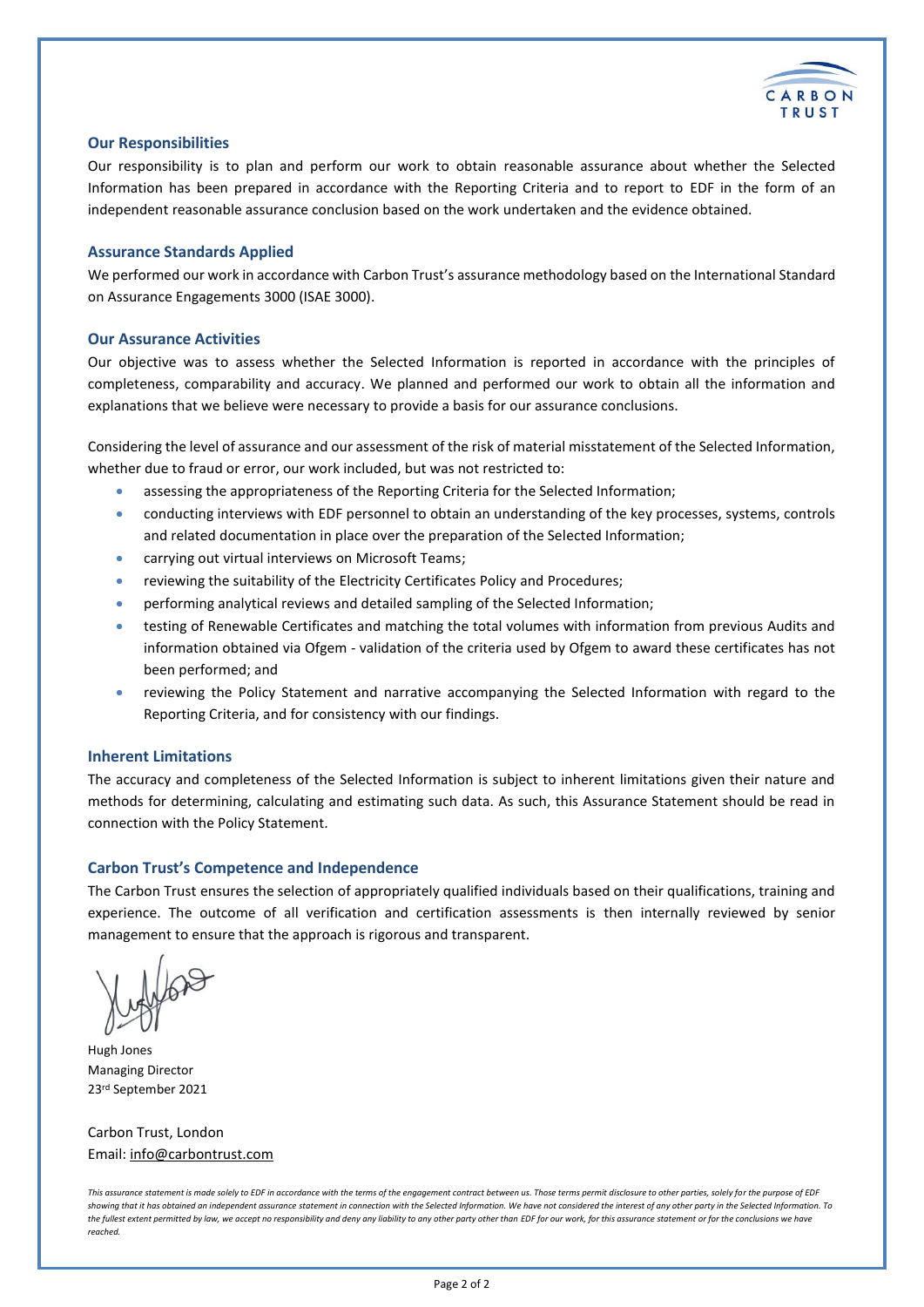### Our Responsibilities

Our responsibility is to plan and perform our work to obtain reasonable assurance about whether the Selected Information has been prepared in accordance with the Reporting Criteria and to report to EDF in the form of an independent reasonable assurance conclusion based on the work undertaken and the evidence obtained.

### Assurance Standards Applied

We performed our work in accordance with Carbon Trust's assurance methodology based on the International Standard on Assurance Engagements 3000 (ISAE 3000).

### Our Assurance Activities

Our objective was to assess whether the Selected Information is reported in accordance with the principles of completeness, comparability and accuracy. We planned and performed our work to obtain all the information and explanations that we believe were necessary to provide a basis for our assurance conclusions.

Considering the level of assurance and our assessment of the risk of material misstatement of the Selected Information, whether due to fraud or error, our work included, but was not restricted to:

- assessing the appropriateness of the Reporting Criteria for the Selected Information;
- conducting interviews with EDF personnel to obtain an understanding of the key processes, systems, controls and related documentation in place over the preparation of the Selected Information;
- carrying out virtual interviews on Microsoft Teams;
- reviewing the suitability of the Electricity Certificates Policy and Procedures;
- performing analytical reviews and detailed sampling of the Selected Information;
- testing of Renewable Certificates and matching the total volumes with information from previous Audits and information obtained via Ofgem - validation of the criteria used by Ofgem to award these certificates has not been performed; and
- reviewing the Policy Statement and narrative accompanying the Selected Information with regard to the Reporting Criteria, and for consistency with our findings.

### Inherent Limitations

The accuracy and completeness of the Selected Information is subject to inherent limitations given their nature and methods for determining, calculating and estimating such data. As such, this Assurance Statement should be read in connection with the Policy Statement.

### Carbon Trust's Competence and Independence

The Carbon Trust ensures the selection of appropriately qualified individuals based on their qualifications, training and experience. The outcome of all verification and certification assessments is then internally reviewed by senior management to ensure that the approach is rigorous and transparent.

Hugh Jones
Managing Director
23rd September 2021

Carbon Trust, London
Email: info@carbontrust.com

*This assurance statement is made solely to EDF in accordance with the terms of the engagement contract between us. Those terms permit disclosure to other parties, solely for the purpose of EDF showing that it has obtained an independent assurance statement in connection with the Selected Information. We have not considered the interest of any other party in the Selected Information. To the fullest extent permitted by law, we accept no responsibility and deny any liability to any other party other than EDF for our work, for this assurance statement or for the conclusions we have reached.*